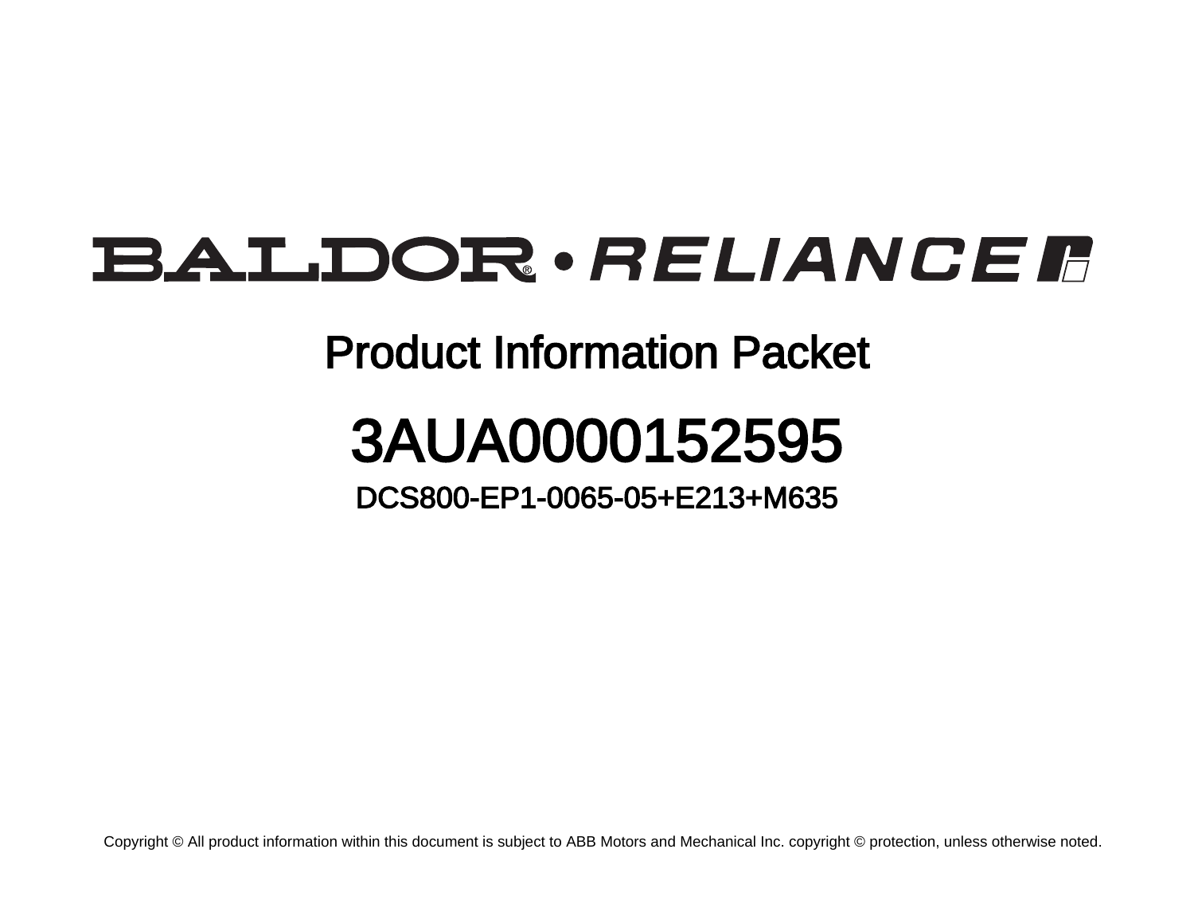# BALDOR • RELIANCE

## Product Information Packet

# 3AUA0000152595

### DCS800-EP1-0065-05+E213+M635

Copyright © All product information within this document is subject to ABB Motors and Mechanical Inc. copyright © protection, unless otherwise noted.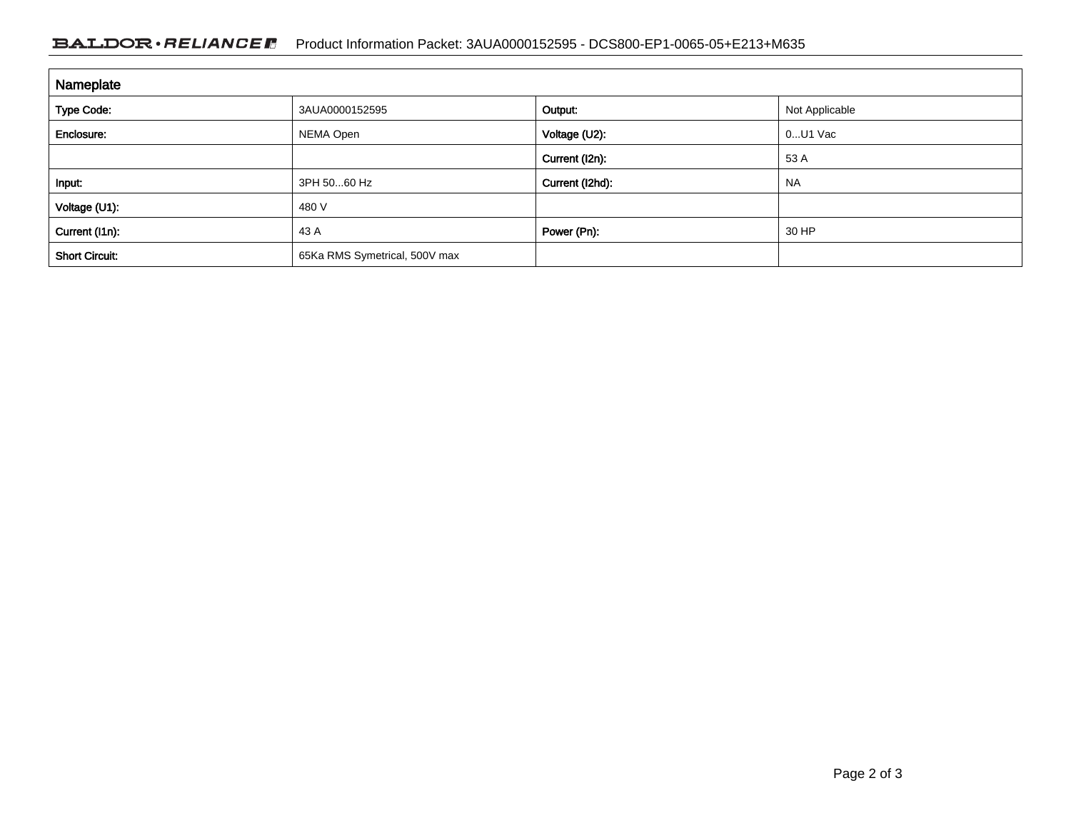| Nameplate | | | |
|---|---|---|---|
| **Type Code:** | 3AUA0000152595 | **Output:** | Not Applicable |
| **Enclosure:** | NEMA Open | **Voltage (U2):** | 0...U1 Vac |
| | | **Current (I2n):** | 53 A |
| **Input:** | 3PH 50...60 Hz | **Current (I2hd):** | NA |
| **Voltage (U1):** | 480 V | | |
| **Current (I1n):** | 43 A | **Power (Pn):** | 30 HP |
| **Short Circuit:** | 65Ka RMS Symetrical, 500V max | | |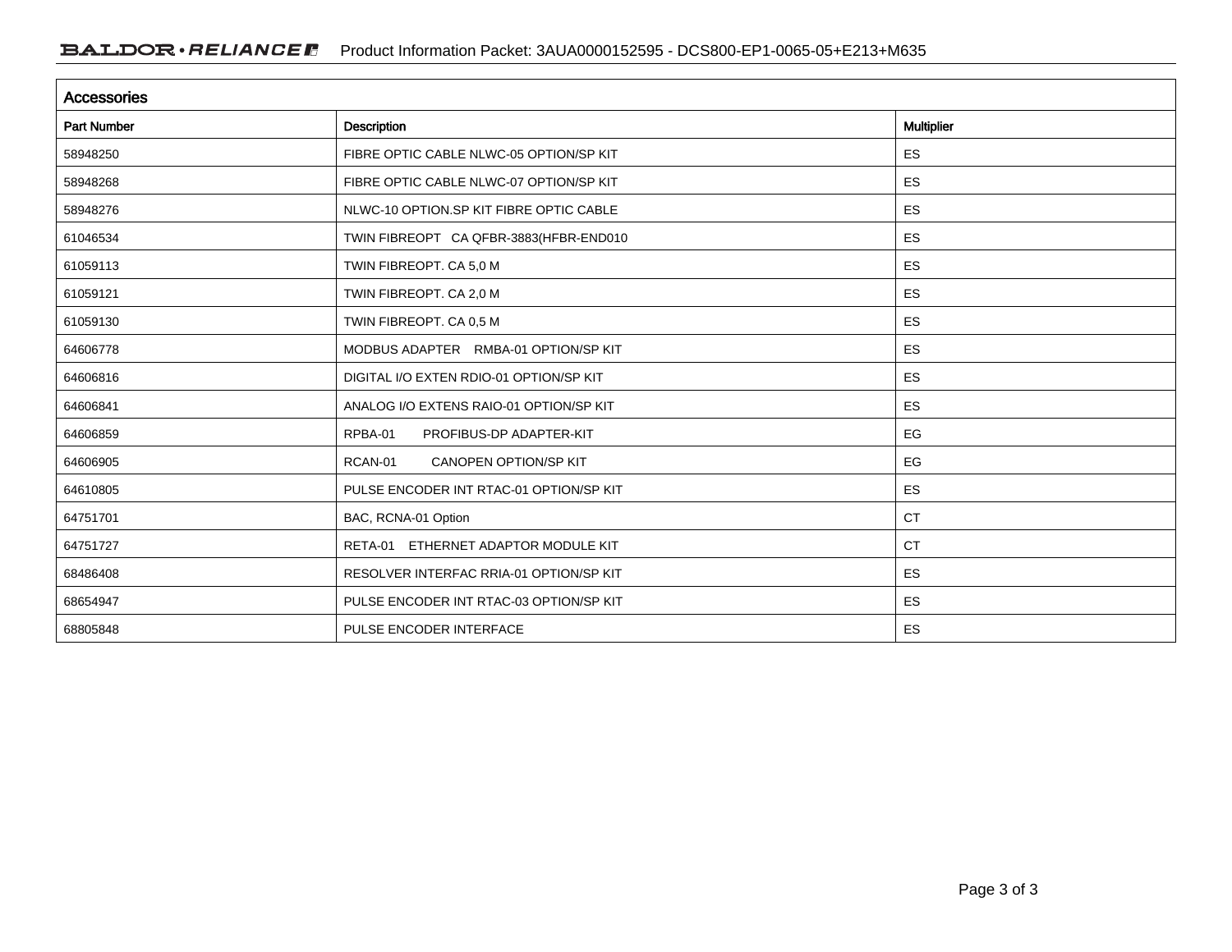## Accessories

| Part Number | Description | Multiplier |
|---|---|---|
| 58948250 | FIBRE OPTIC CABLE NLWC-05 OPTION/SP KIT | ES |
| 58948268 | FIBRE OPTIC CABLE NLWC-07 OPTION/SP KIT | ES |
| 58948276 | NLWC-10 OPTION.SP KIT FIBRE OPTIC CABLE | ES |
| 61046534 | TWIN FIBREOPT CA QFBR-3883(HFBR-END010 | ES |
| 61059113 | TWIN FIBREOPT. CA 5,0 M | ES |
| 61059121 | TWIN FIBREOPT. CA 2,0 M | ES |
| 61059130 | TWIN FIBREOPT. CA 0,5 M | ES |
| 64606778 | MODBUS ADAPTER RMBA-01 OPTION/SP KIT | ES |
| 64606816 | DIGITAL I/O EXTEN RDIO-01 OPTION/SP KIT | ES |
| 64606841 | ANALOG I/O EXTENS RAIO-01 OPTION/SP KIT | ES |
| 64606859 | RPBA-01 PROFIBUS-DP ADAPTER-KIT | EG |
| 64606905 | RCAN-01 CANOPEN OPTION/SP KIT | EG |
| 64610805 | PULSE ENCODER INT RTAC-01 OPTION/SP KIT | ES |
| 64751701 | BAC, RCNA-01 Option | CT |
| 64751727 | RETA-01 ETHERNET ADAPTOR MODULE KIT | CT |
| 68486408 | RESOLVER INTERFAC RRIA-01 OPTION/SP KIT | ES |
| 68654947 | PULSE ENCODER INT RTAC-03 OPTION/SP KIT | ES |
| 68805848 | PULSE ENCODER INTERFACE | ES |